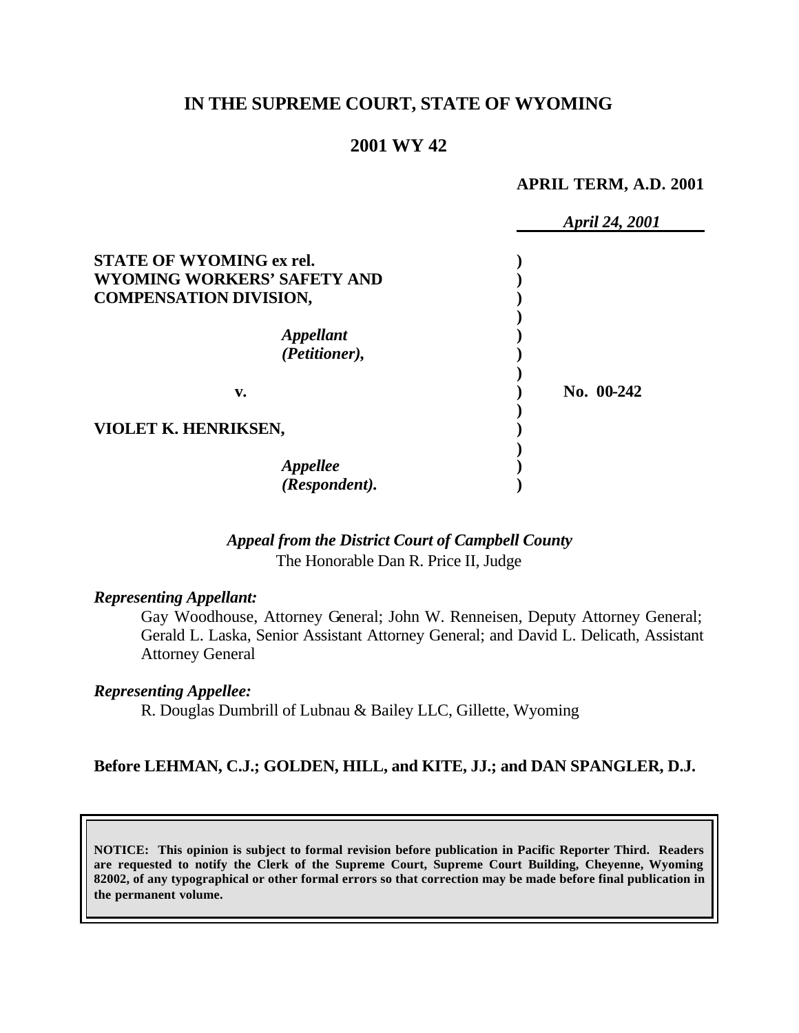# IN THE SUPREME COURT, STATE OF WYOMING

## 2001 WY 42

**APRIL TERM, A.D. 2001**

*April 24, 2001*

**STATE OF WYOMING ex rel. WYOMING WORKERS' SAFETY AND COMPENSATION DIVISION,**

*Appellant (Petitioner),*

**v.**

**VIOLET K. HENRIKSEN,**

*Appellee (Respondent).*

**No. 00-242**

***Appeal from the District Court of Campbell County***
The Honorable Dan R. Price II, Judge

***Representing Appellant:***

Gay Woodhouse, Attorney General; John W. Renneisen, Deputy Attorney General; Gerald L. Laska, Senior Assistant Attorney General; and David L. Delicath, Assistant Attorney General

***Representing Appellee:***

R. Douglas Dumbrill of Lubnau & Bailey LLC, Gillette, Wyoming

**Before LEHMAN, C.J.; GOLDEN, HILL, and KITE, JJ.; and DAN SPANGLER, D.J.**

**NOTICE: This opinion is subject to formal revision before publication in Pacific Reporter Third. Readers are requested to notify the Clerk of the Supreme Court, Supreme Court Building, Cheyenne, Wyoming 82002, of any typographical or other formal errors so that correction may be made before final publication in the permanent volume.**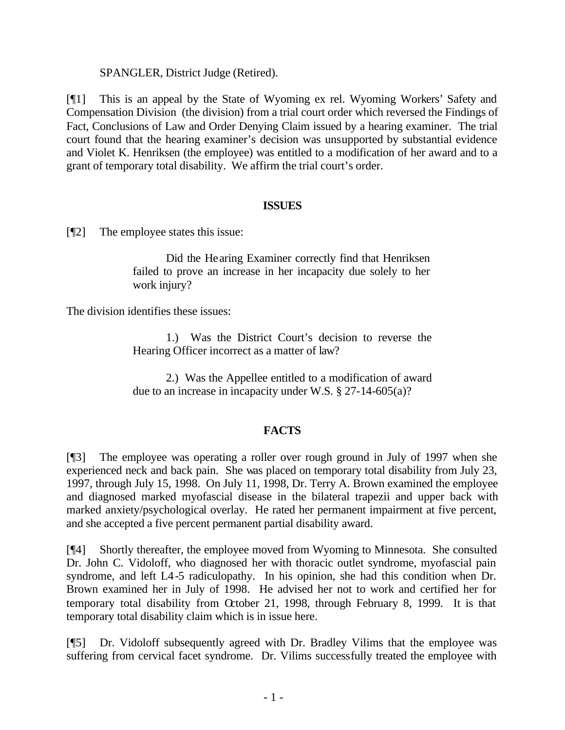SPANGLER, District Judge (Retired).

[¶1] This is an appeal by the State of Wyoming ex rel. Wyoming Workers' Safety and Compensation Division (the division) from a trial court order which reversed the Findings of Fact, Conclusions of Law and Order Denying Claim issued by a hearing examiner. The trial court found that the hearing examiner's decision was unsupported by substantial evidence and Violet K. Henriksen (the employee) was entitled to a modification of her award and to a grant of temporary total disability. We affirm the trial court's order.

## ISSUES

[¶2] The employee states this issue:

> Did the Hearing Examiner correctly find that Henriksen failed to prove an increase in her incapacity due solely to her work injury?

The division identifies these issues:

> 1.) Was the District Court's decision to reverse the Hearing Officer incorrect as a matter of law?
>
> 2.) Was the Appellee entitled to a modification of award due to an increase in incapacity under W.S. § 27-14-605(a)?

## FACTS

[¶3] The employee was operating a roller over rough ground in July of 1997 when she experienced neck and back pain. She was placed on temporary total disability from July 23, 1997, through July 15, 1998. On July 11, 1998, Dr. Terry A. Brown examined the employee and diagnosed marked myofascial disease in the bilateral trapezii and upper back with marked anxiety/psychological overlay. He rated her permanent impairment at five percent, and she accepted a five percent permanent partial disability award.

[¶4] Shortly thereafter, the employee moved from Wyoming to Minnesota. She consulted Dr. John C. Vidoloff, who diagnosed her with thoracic outlet syndrome, myofascial pain syndrome, and left L4-5 radiculopathy. In his opinion, she had this condition when Dr. Brown examined her in July of 1998. He advised her not to work and certified her for temporary total disability from October 21, 1998, through February 8, 1999. It is that temporary total disability claim which is in issue here.

[¶5] Dr. Vidoloff subsequently agreed with Dr. Bradley Vilims that the employee was suffering from cervical facet syndrome. Dr. Vilims successfully treated the employee with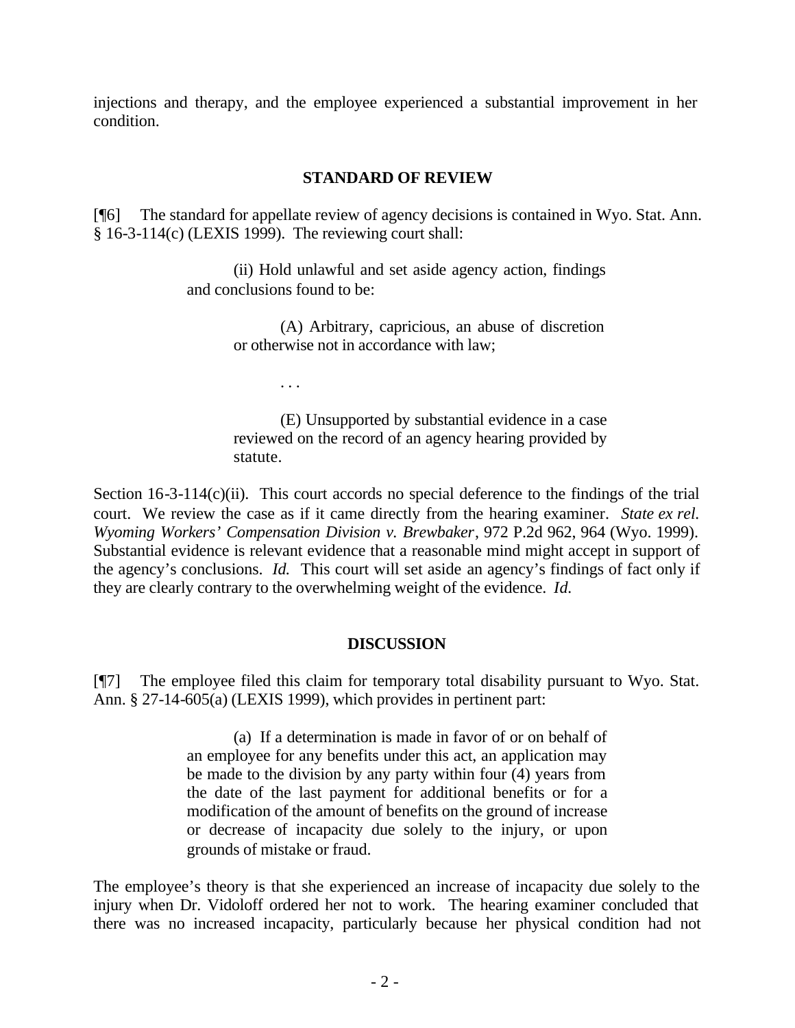injections and therapy, and the employee experienced a substantial improvement in her condition.

## STANDARD OF REVIEW

[¶6] The standard for appellate review of agency decisions is contained in Wyo. Stat. Ann. § 16-3-114(c) (LEXIS 1999). The reviewing court shall:

> (ii) Hold unlawful and set aside agency action, findings and conclusions found to be:
>
> > (A) Arbitrary, capricious, an abuse of discretion or otherwise not in accordance with law;
> >
> > . . .
> >
> > (E) Unsupported by substantial evidence in a case reviewed on the record of an agency hearing provided by statute.

Section 16-3-114(c)(ii). This court accords no special deference to the findings of the trial court. We review the case as if it came directly from the hearing examiner. *State ex rel. Wyoming Workers' Compensation Division v. Brewbaker*, 972 P.2d 962, 964 (Wyo. 1999). Substantial evidence is relevant evidence that a reasonable mind might accept in support of the agency's conclusions. *Id.* This court will set aside an agency's findings of fact only if they are clearly contrary to the overwhelming weight of the evidence. *Id.*

## DISCUSSION

[¶7] The employee filed this claim for temporary total disability pursuant to Wyo. Stat. Ann. § 27-14-605(a) (LEXIS 1999), which provides in pertinent part:

> (a) If a determination is made in favor of or on behalf of an employee for any benefits under this act, an application may be made to the division by any party within four (4) years from the date of the last payment for additional benefits or for a modification of the amount of benefits on the ground of increase or decrease of incapacity due solely to the injury, or upon grounds of mistake or fraud.

The employee's theory is that she experienced an increase of incapacity due solely to the injury when Dr. Vidoloff ordered her not to work. The hearing examiner concluded that there was no increased incapacity, particularly because her physical condition had not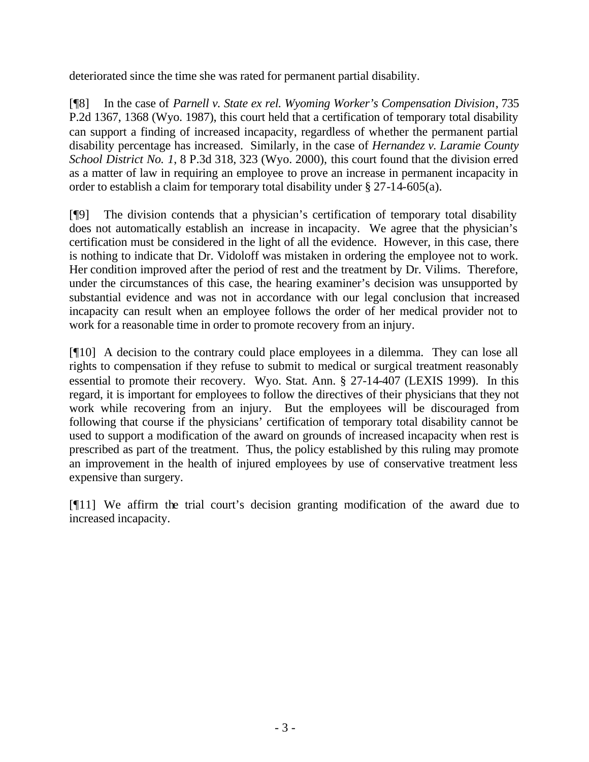deteriorated since the time she was rated for permanent partial disability.

[¶8] In the case of *Parnell v. State ex rel. Wyoming Worker's Compensation Division*, 735 P.2d 1367, 1368 (Wyo. 1987), this court held that a certification of temporary total disability can support a finding of increased incapacity, regardless of whether the permanent partial disability percentage has increased. Similarly, in the case of *Hernandez v. Laramie County School District No. 1*, 8 P.3d 318, 323 (Wyo. 2000), this court found that the division erred as a matter of law in requiring an employee to prove an increase in permanent incapacity in order to establish a claim for temporary total disability under § 27-14-605(a).

[¶9] The division contends that a physician's certification of temporary total disability does not automatically establish an increase in incapacity. We agree that the physician's certification must be considered in the light of all the evidence. However, in this case, there is nothing to indicate that Dr. Vidoloff was mistaken in ordering the employee not to work. Her condition improved after the period of rest and the treatment by Dr. Vilims. Therefore, under the circumstances of this case, the hearing examiner's decision was unsupported by substantial evidence and was not in accordance with our legal conclusion that increased incapacity can result when an employee follows the order of her medical provider not to work for a reasonable time in order to promote recovery from an injury.

[¶10] A decision to the contrary could place employees in a dilemma. They can lose all rights to compensation if they refuse to submit to medical or surgical treatment reasonably essential to promote their recovery. Wyo. Stat. Ann. § 27-14-407 (LEXIS 1999). In this regard, it is important for employees to follow the directives of their physicians that they not work while recovering from an injury. But the employees will be discouraged from following that course if the physicians' certification of temporary total disability cannot be used to support a modification of the award on grounds of increased incapacity when rest is prescribed as part of the treatment. Thus, the policy established by this ruling may promote an improvement in the health of injured employees by use of conservative treatment less expensive than surgery.

[¶11] We affirm the trial court's decision granting modification of the award due to increased incapacity.